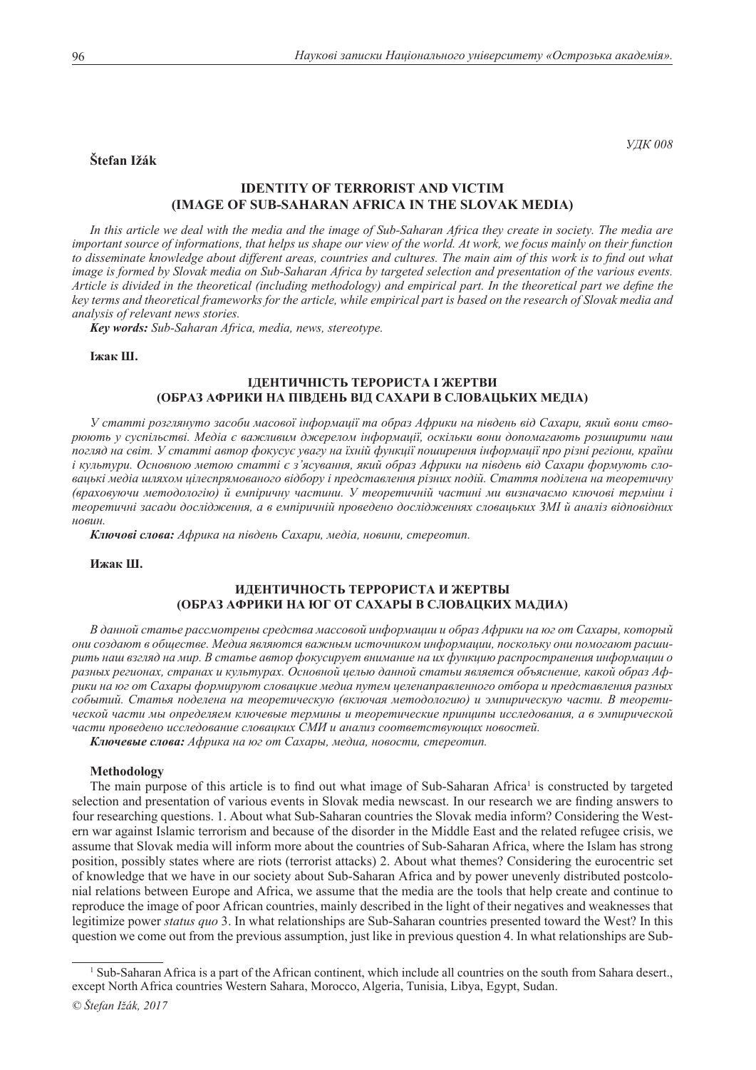УДК 008

**Štefan Ižák**

## IDENTITY OF TERRORIST AND VICTIM (IMAGE OF SUB-SAHARAN AFRICA IN THE SLOVAK MEDIA)

*In this article we deal with the media and the image of Sub-Saharan Africa they create in society. The media are important source of informations, that helps us shape our view of the world. At work, we focus mainly on their function to disseminate knowledge about different areas, countries and cultures. The main aim of this work is to find out what image is formed by Slovak media on Sub-Saharan Africa by targeted selection and presentation of the various events. Article is divided in the theoretical (including methodology) and empirical part. In the theoretical part we define the key terms and theoretical frameworks for the article, while empirical part is based on the research of Slovak media and analysis of relevant news stories.*

***Key words:** Sub-Saharan Africa, media, news, stereotype.*

**Іжак Ш.**

## ІДЕНТИЧНІСТЬ ТЕРОРИСТА І ЖЕРТВИ (ОБРАЗ АФРИКИ НА ПІВДЕНЬ ВІД САХАРИ В СЛОВАЦЬКИХ МЕДІА)

*У статті розглянуто засоби масової інформації та образ Африки на південь від Сахари, який вони створюють у суспільстві. Медіа є важливим джерелом інформації, оскільки вони допомагають розширити наш погляд на світ. У статті автор фокусує увагу на їхній функції поширення інформації про різні регіони, країни і культури. Основною метою статті є з'ясування, який образ Африки на південь від Сахари формують словацькі медіа шляхом цілеспрямованого відбору і представлення різних подій. Стаття поділена на теоретичну (враховуючи методологію) й емпіричну частини. У теоретичній частині ми визначаємо ключові терміни і теоретичні засади дослідження, а в емпіричній проведено дослідженнях словацьких ЗМІ й аналіз відповідних новин.*

***Ключові слова:** Африка на південь Сахари, медіа, новини, стереотип.*

**Ижак Ш.**

## ИДЕНТИЧНОСТЬ ТЕРРОРИСТА И ЖЕРТВЫ (ОБРАЗ АФРИКИ НА ЮГ ОТ САХАРЫ В СЛОВАЦКИХ МАДИА)

*В данной статье рассмотрены средства массовой информации и образ Африки на юг от Сахары, который они создают в обществе. Медиа являются важным источником информации, поскольку они помогают расширить наш взгляд на мир. В статье автор фокусирует внимание на их функцию распространения информации о разных регионах, странах и культурах. Основной целью данной статьи является объяснение, какой образ Африки на юг от Сахары формируют словацкие медиа путем целенаправленного отбора и представления разных событий. Статья поделена на теоретическую (включая методологию) и эмпирическую части. В теоретической части мы определяем ключевые термины и теоретические принципы исследования, а в эмпирической части проведено исследование словацких СМИ и анализ соответствующих новостей.*

***Ключевые слова:** Африка на юг от Сахары, медиа, новости, стереотип.*

### Methodology

The main purpose of this article is to find out what image of Sub-Saharan Africa[1] is constructed by targeted selection and presentation of various events in Slovak media newscast. In our research we are finding answers to four researching questions. 1. About what Sub-Saharan countries the Slovak media inform? Considering the Western war against Islamic terrorism and because of the disorder in the Middle East and the related refugee crisis, we assume that Slovak media will inform more about the countries of Sub-Saharan Africa, where the Islam has strong position, possibly states where are riots (terrorist attacks) 2. About what themes? Considering the eurocentric set of knowledge that we have in our society about Sub-Saharan Africa and by power unevenly distributed postcolonial relations between Europe and Africa, we assume that the media are the tools that help create and continue to reproduce the image of poor African countries, mainly described in the light of their negatives and weaknesses that legitimize power *status quo* 3. In what relationships are Sub-Saharan countries presented toward the West? In this question we come out from the previous assumption, just like in previous question 4. In what relationships are Sub-

[1] Sub-Saharan Africa is a part of the African continent, which include all countries on the south from Sahara desert., except North Africa countries Western Sahara, Morocco, Algeria, Tunisia, Libya, Egypt, Sudan.

*© Štefan Ižák, 2017*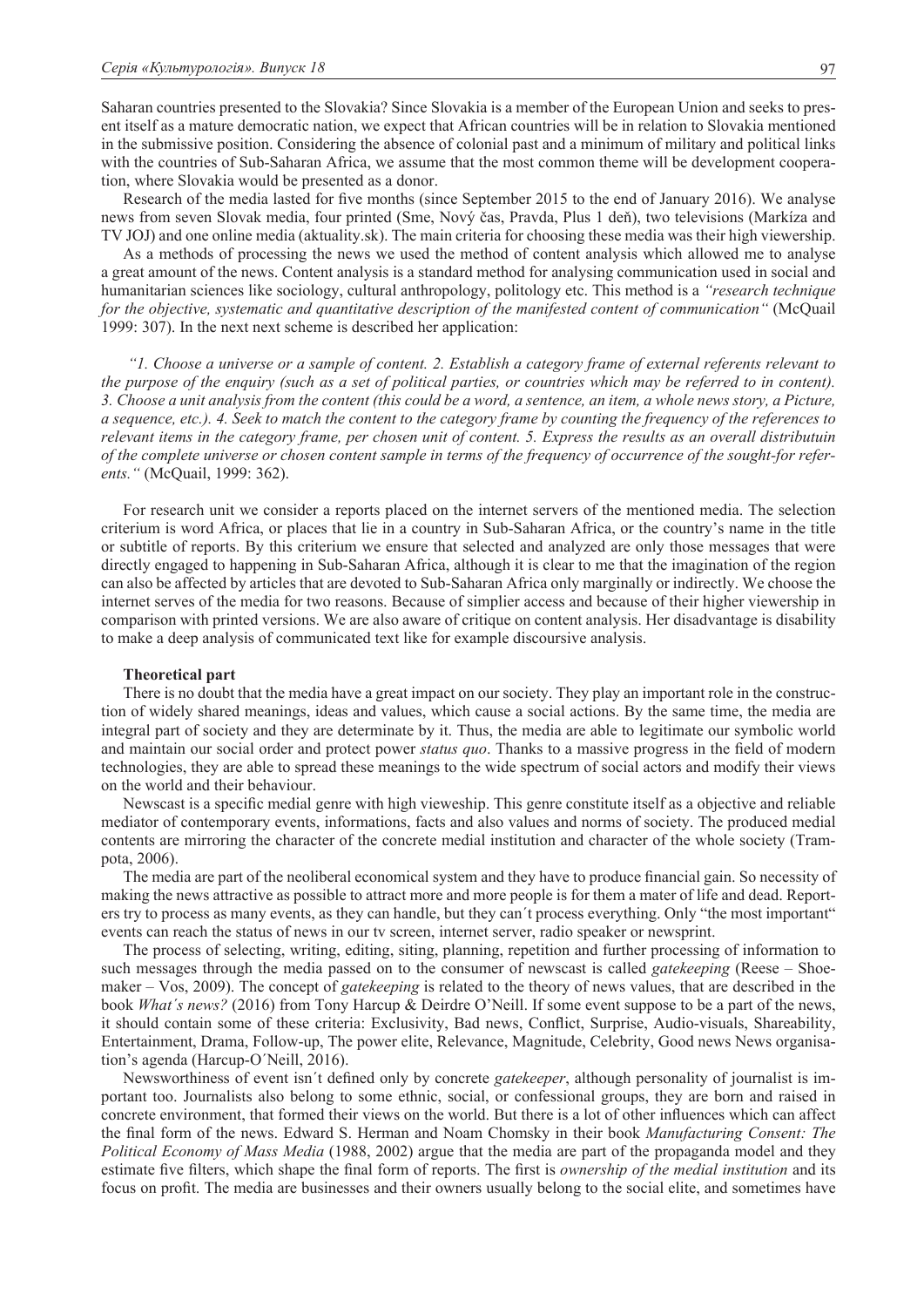Saharan countries presented to the Slovakia? Since Slovakia is a member of the European Union and seeks to present itself as a mature democratic nation, we expect that African countries will be in relation to Slovakia mentioned in the submissive position. Considering the absence of colonial past and a minimum of military and political links with the countries of Sub-Saharan Africa, we assume that the most common theme will be development cooperation, where Slovakia would be presented as a donor.

Research of the media lasted for five months (since September 2015 to the end of January 2016). We analyse news from seven Slovak media, four printed (Sme, Nový čas, Pravda, Plus 1 deň), two televisions (Markíza and TV JOJ) and one online media (aktuality.sk). The main criteria for choosing these media was their high viewership.

As a methods of processing the news we used the method of content analysis which allowed me to analyse a great amount of the news. Content analysis is a standard method for analysing communication used in social and humanitarian sciences like sociology, cultural anthropology, politology etc. This method is a *"research technique for the objective, systematic and quantitative description of the manifested content of communication"* (McQuail 1999: 307). In the next next scheme is described her application:

*"1. Choose a universe or a sample of content. 2. Establish a category frame of external referents relevant to the purpose of the enquiry (such as a set of political parties, or countries which may be referred to in content). 3. Choose a unit analysis from the content (this could be a word, a sentence, an item, a whole news story, a Picture, a sequence, etc.). 4. Seek to match the content to the category frame by counting the frequency of the references to relevant items in the category frame, per chosen unit of content. 5. Express the results as an overall distributuin of the complete universe or chosen content sample in terms of the frequency of occurrence of the sought-for referents."* (McQuail, 1999: 362).

For research unit we consider a reports placed on the internet servers of the mentioned media. The selection criterium is word Africa, or places that lie in a country in Sub-Saharan Africa, or the country's name in the title or subtitle of reports. By this criterium we ensure that selected and analyzed are only those messages that were directly engaged to happening in Sub-Saharan Africa, although it is clear to me that the imagination of the region can also be affected by articles that are devoted to Sub-Saharan Africa only marginally or indirectly. We choose the internet serves of the media for two reasons. Because of simplier access and because of their higher viewership in comparison with printed versions. We are also aware of critique on content analysis. Her disadvantage is disability to make a deep analysis of communicated text like for example discoursive analysis.

**Theoretical part**

There is no doubt that the media have a great impact on our society. They play an important role in the construction of widely shared meanings, ideas and values, which cause a social actions. By the same time, the media are integral part of society and they are determinate by it. Thus, the media are able to legitimate our symbolic world and maintain our social order and protect power *status quo*. Thanks to a massive progress in the field of modern technologies, they are able to spread these meanings to the wide spectrum of social actors and modify their views on the world and their behaviour.

Newscast is a specific medial genre with high vieweship. This genre constitute itself as a objective and reliable mediator of contemporary events, informations, facts and also values and norms of society. The produced medial contents are mirroring the character of the concrete medial institution and character of the whole society (Trampota, 2006).

The media are part of the neoliberal economical system and they have to produce financial gain. So necessity of making the news attractive as possible to attract more and more people is for them a mater of life and dead. Reporters try to process as many events, as they can handle, but they can´t process everything. Only "the most important" events can reach the status of news in our tv screen, internet server, radio speaker or newsprint.

The process of selecting, writing, editing, siting, planning, repetition and further processing of information to such messages through the media passed on to the consumer of newscast is called *gatekeeping* (Reese – Shoemaker – Vos, 2009). The concept of *gatekeeping* is related to the theory of news values, that are described in the book *What´s news?* (2016) from Tony Harcup & Deirdre O'Neill. If some event suppose to be a part of the news, it should contain some of these criteria: Exclusivity, Bad news, Conflict, Surprise, Audio-visuals, Shareability, Entertainment, Drama, Follow-up, The power elite, Relevance, Magnitude, Celebrity, Good news News organisation's agenda (Harcup-O´Neill, 2016).

Newsworthiness of event isn´t defined only by concrete *gatekeeper*, although personality of journalist is important too. Journalists also belong to some ethnic, social, or confessional groups, they are born and raised in concrete environment, that formed their views on the world. But there is a lot of other influences which can affect the final form of the news. Edward S. Herman and Noam Chomsky in their book *Manufacturing Consent: The Political Economy of Mass Media* (1988, 2002) argue that the media are part of the propaganda model and they estimate five filters, which shape the final form of reports. The first is *ownership of the medial institution* and its focus on profit. The media are businesses and their owners usually belong to the social elite, and sometimes have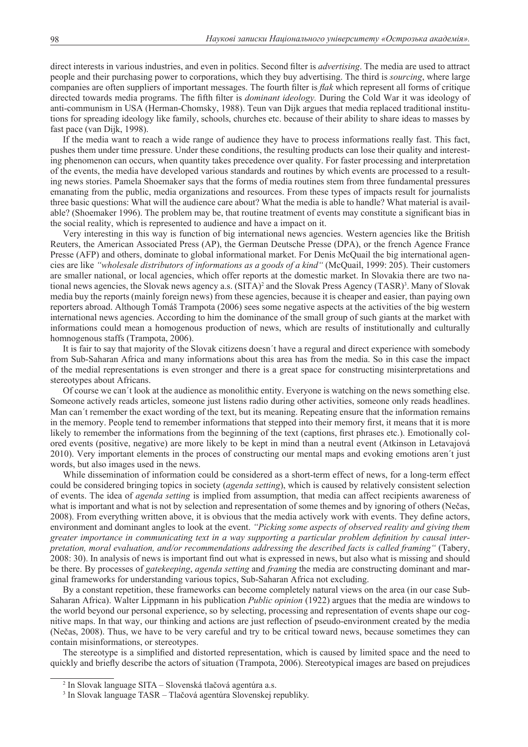direct interests in various industries, and even in politics. Second filter is *advertising*. The media are used to attract people and their purchasing power to corporations, which they buy advertising. The third is *sourcing*, where large companies are often suppliers of important messages. The fourth filter is *flak* which represent all forms of critique directed towards media programs. The fifth filter is *dominant ideology.* During the Cold War it was ideology of anti-communism in USA (Herman-Chomsky, 1988). Teun van Dijk argues that media replaced traditional institutions for spreading ideology like family, schools, churches etc. because of their ability to share ideas to masses by fast pace (van Dijk, 1998).

If the media want to reach a wide range of audience they have to process informations really fast. This fact, pushes them under time pressure. Under these conditions, the resulting products can lose their quality and interesting phenomenon can occurs, when quantity takes precedence over quality. For faster processing and interpretation of the events, the media have developed various standards and routines by which events are processed to a resulting news stories. Pamela Shoemaker says that the forms of media routines stem from three fundamental pressures emanating from the public, media organizations and resources. From these types of impacts result for journalists three basic questions: What will the audience care about? What the media is able to handle? What material is available? (Shoemaker 1996). The problem may be, that routine treatment of events may constitute a significant bias in the social reality, which is represented to audience and have a impact on it.

Very interesting in this way is function of big international news agencies. Western agencies like the British Reuters, the American Associated Press (AP), the German Deutsche Presse (DPA), or the french Agence France Presse (AFP) and others, dominate to global informational market. For Denis McQuail the big international agencies are like *"wholesale distributors of informations as a goods of a kind"* (McQuail, 1999: 205). Their customers are smaller national, or local agencies, which offer reports at the domestic market. In Slovakia there are two national news agencies, the Slovak news agency a.s. (SITA)[2] and the Slovak Press Agency (TASR)[3]. Many of Slovak media buy the reports (mainly foreign news) from these agencies, because it is cheaper and easier, than paying own reporters abroad. Although Tomáš Trampota (2006) sees some negative aspects at the activities of the big western international news agencies. According to him the dominance of the small group of such giants at the market with informations could mean a homogenous production of news, which are results of institutionally and culturally homnogenous staffs (Trampota, 2006).

It is fair to say that majority of the Slovak citizens doesn´t have a regural and direct experience with somebody from Sub-Saharan Africa and many informations about this area has from the media. So in this case the impact of the medial representations is even stronger and there is a great space for constructing misinterpretations and stereotypes about Africans.

Of course we can´t look at the audience as monolithic entity. Everyone is watching on the news something else. Someone actively reads articles, someone just listens radio during other activities, someone only reads headlines. Man can´t remember the exact wording of the text, but its meaning. Repeating ensure that the information remains in the memory. People tend to remember informations that stepped into their memory first, it means that it is more likely to remember the informations from the beginning of the text (captions, first phrases etc.). Emotionally colored events (positive, negative) are more likely to be kept in mind than a neutral event (Atkinson in Letavajová 2010). Very important elements in the proces of constructing our mental maps and evoking emotions aren´t just words, but also images used in the news.

While dissemination of information could be considered as a short-term effect of news, for a long-term effect could be considered bringing topics in society (*agenda setting*), which is caused by relatively consistent selection of events. The idea of *agenda setting* is implied from assumption, that media can affect recipients awareness of what is important and what is not by selection and representation of some themes and by ignoring of others (Nečas, 2008). From everything written above, it is obvious that the media actively work with events. They define actors, environment and dominant angles to look at the event. *"Picking some aspects of observed reality and giving them greater importance in communicating text in a way supporting a particular problem definition by causal interpretation, moral evaluation, and/or recommendations addressing the described facts is called framing"* (Tabery, 2008: 30). In analysis of news is important find out what is expressed in news, but also what is missing and should be there. By processes of *gatekeeping*, *agenda setting* and *framing* the media are constructing dominant and marginal frameworks for understanding various topics, Sub-Saharan Africa not excluding.

By a constant repetition, these frameworks can become completely natural views on the area (in our case Sub-Saharan Africa). Walter Lippmann in his publication *Public opinion* (1922) argues that the media are windows to the world beyond our personal experience, so by selecting, processing and representation of events shape our cognitive maps. In that way, our thinking and actions are just reflection of pseudo-environment created by the media (Nečas, 2008). Thus, we have to be very careful and try to be critical toward news, because sometimes they can contain misinformations, or stereotypes.

The stereotype is a simplified and distorted representation, which is caused by limited space and the need to quickly and briefly describe the actors of situation (Trampota, 2006). Stereotypical images are based on prejudices

---

[2] In Slovak language SITA – Slovenská tlačová agentúra a.s.

[3] In Slovak language TASR – Tlačová agentúra Slovenskej republiky.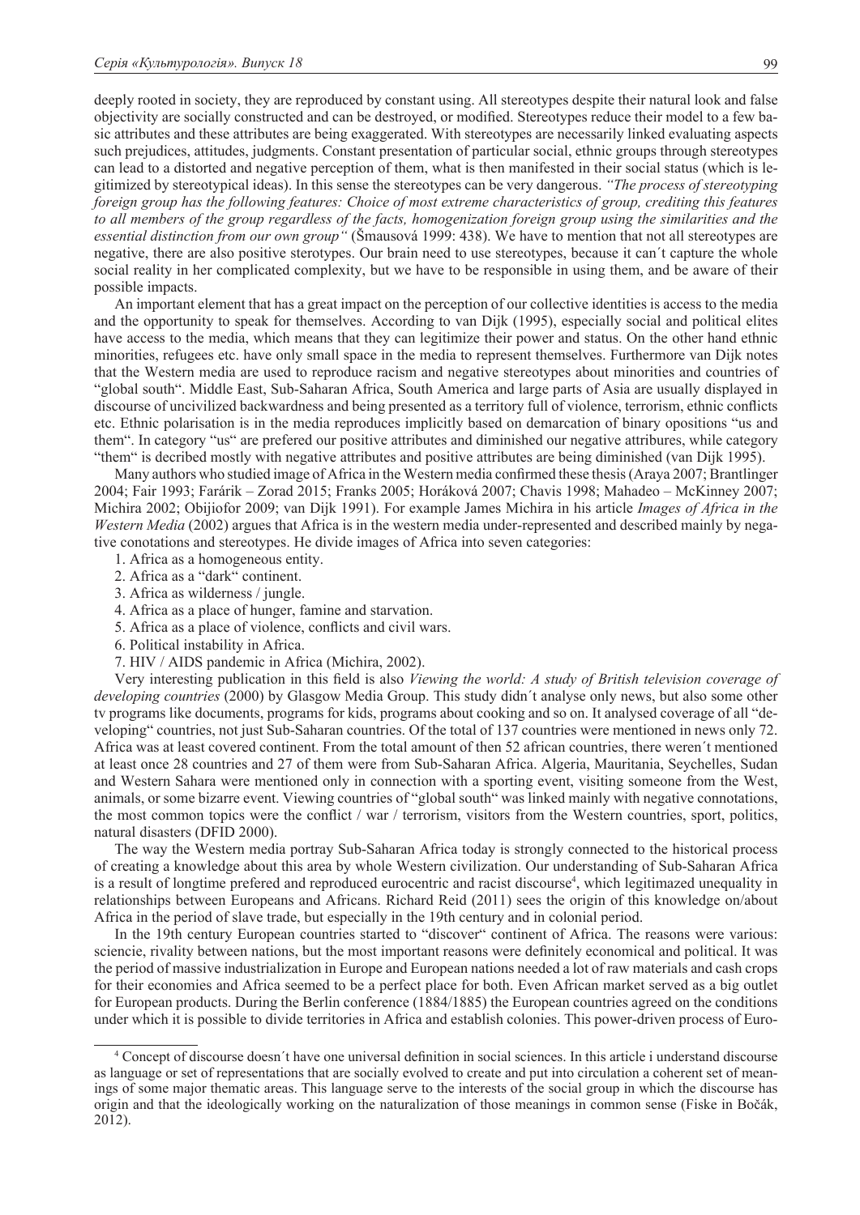deeply rooted in society, they are reproduced by constant using. All stereotypes despite their natural look and false objectivity are socially constructed and can be destroyed, or modified. Stereotypes reduce their model to a few basic attributes and these attributes are being exaggerated. With stereotypes are necessarily linked evaluating aspects such prejudices, attitudes, judgments. Constant presentation of particular social, ethnic groups through stereotypes can lead to a distorted and negative perception of them, what is then manifested in their social status (which is legitimized by stereotypical ideas). In this sense the stereotypes can be very dangerous. *"The process of stereotyping foreign group has the following features: Choice of most extreme characteristics of group, crediting this features to all members of the group regardless of the facts, homogenization foreign group using the similarities and the essential distinction from our own group"* (Šmausová 1999: 438). We have to mention that not all stereotypes are negative, there are also positive sterotypes. Our brain need to use stereotypes, because it can´t capture the whole social reality in her complicated complexity, but we have to be responsible in using them, and be aware of their possible impacts.

An important element that has a great impact on the perception of our collective identities is access to the media and the opportunity to speak for themselves. According to van Dijk (1995), especially social and political elites have access to the media, which means that they can legitimize their power and status. On the other hand ethnic minorities, refugees etc. have only small space in the media to represent themselves. Furthermore van Dijk notes that the Western media are used to reproduce racism and negative stereotypes about minorities and countries of "global south". Middle East, Sub-Saharan Africa, South America and large parts of Asia are usually displayed in discourse of uncivilized backwardness and being presented as a territory full of violence, terrorism, ethnic conflicts etc. Ethnic polarisation is in the media reproduces implicitly based on demarcation of binary opositions "us and them". In category "us" are prefered our positive attributes and diminished our negative attribures, while category "them" is decribed mostly with negative attributes and positive attributes are being diminished (van Dijk 1995).

Many authors who studied image of Africa in the Western media confirmed these thesis (Araya 2007; Brantlinger 2004; Fair 1993; Farárik – Zorad 2015; Franks 2005; Horáková 2007; Chavis 1998; Mahadeo – McKinney 2007; Michira 2002; Obijiofor 2009; van Dijk 1991). For example James Michira in his article *Images of Africa in the Western Media* (2002) argues that Africa is in the western media under-represented and described mainly by negative conotations and stereotypes. He divide images of Africa into seven categories:

1. Africa as a homogeneous entity.
2. Africa as a "dark" continent.
3. Africa as wilderness / jungle.
4. Africa as a place of hunger, famine and starvation.
5. Africa as a place of violence, conflicts and civil wars.
6. Political instability in Africa.
7. HIV / AIDS pandemic in Africa (Michira, 2002).

Very interesting publication in this field is also *Viewing the world: A study of British television coverage of developing countries* (2000) by Glasgow Media Group. This study didn´t analyse only news, but also some other tv programs like documents, programs for kids, programs about cooking and so on. It analysed coverage of all "developing" countries, not just Sub-Saharan countries. Of the total of 137 countries were mentioned in news only 72. Africa was at least covered continent. From the total amount of then 52 african countries, there weren´t mentioned at least once 28 countries and 27 of them were from Sub-Saharan Africa. Algeria, Mauritania, Seychelles, Sudan and Western Sahara were mentioned only in connection with a sporting event, visiting someone from the West, animals, or some bizarre event. Viewing countries of "global south" was linked mainly with negative connotations, the most common topics were the conflict / war / terrorism, visitors from the Western countries, sport, politics, natural disasters (DFID 2000).

The way the Western media portray Sub-Saharan Africa today is strongly connected to the historical process of creating a knowledge about this area by whole Western civilization. Our understanding of Sub-Saharan Africa is a result of longtime prefered and reproduced eurocentric and racist discourse[4], which legitimazed unequality in relationships between Europeans and Africans. Richard Reid (2011) sees the origin of this knowledge on/about Africa in the period of slave trade, but especially in the 19th century and in colonial period.

In the 19th century European countries started to "discover" continent of Africa. The reasons were various: sciencie, rivality between nations, but the most important reasons were definitely economical and political. It was the period of massive industrialization in Europe and European nations needed a lot of raw materials and cash crops for their economies and Africa seemed to be a perfect place for both. Even African market served as a big outlet for European products. During the Berlin conference (1884/1885) the European countries agreed on the conditions under which it is possible to divide territories in Africa and establish colonies. This power-driven process of Euro-

[4] Concept of discourse doesn´t have one universal definition in social sciences. In this article i understand discourse as language or set of representations that are socially evolved to create and put into circulation a coherent set of meanings of some major thematic areas. This language serve to the interests of the social group in which the discourse has origin and that the ideologically working on the naturalization of those meanings in common sense (Fiske in Bočák, 2012).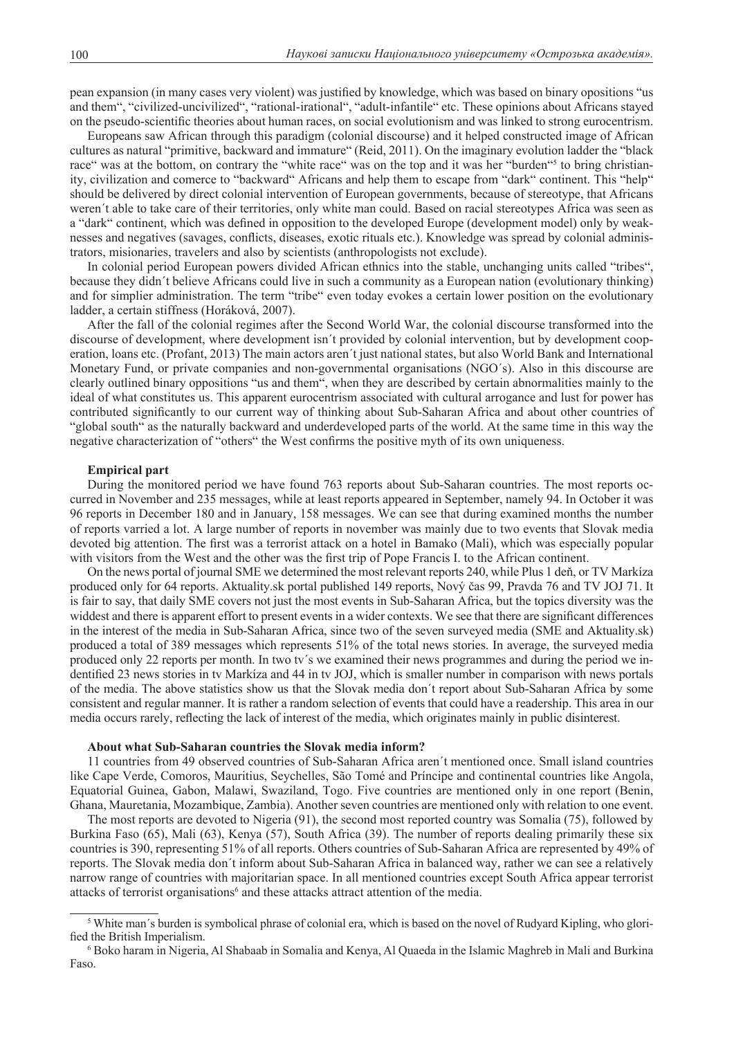pean expansion (in many cases very violent) was justified by knowledge, which was based on binary opositions "us and them", "civilized-uncivilized", "rational-irational", "adult-infantile" etc. These opinions about Africans stayed on the pseudo-scientific theories about human races, on social evolutionism and was linked to strong eurocentrism.

Europeans saw African through this paradigm (colonial discourse) and it helped constructed image of African cultures as natural "primitive, backward and immature" (Reid, 2011). On the imaginary evolution ladder the "black race" was at the bottom, on contrary the "white race" was on the top and it was her "burden"[5] to bring christianity, civilization and comerce to "backward" Africans and help them to escape from "dark" continent. This "help" should be delivered by direct colonial intervention of European governments, because of stereotype, that Africans weren´t able to take care of their territories, only white man could. Based on racial stereotypes Africa was seen as a "dark" continent, which was defined in opposition to the developed Europe (development model) only by weaknesses and negatives (savages, conflicts, diseases, exotic rituals etc.). Knowledge was spread by colonial administrators, misionaries, travelers and also by scientists (anthropologists not exclude).

In colonial period European powers divided African ethnics into the stable, unchanging units called "tribes", because they didn´t believe Africans could live in such a community as a European nation (evolutionary thinking) and for simplier administration. The term "tribe" even today evokes a certain lower position on the evolutionary ladder, a certain stiffness (Horáková, 2007).

After the fall of the colonial regimes after the Second World War, the colonial discourse transformed into the discourse of development, where development isn´t provided by colonial intervention, but by development cooperation, loans etc. (Profant, 2013) The main actors aren´t just national states, but also World Bank and International Monetary Fund, or private companies and non-governmental organisations (NGO´s). Also in this discourse are clearly outlined binary oppositions "us and them", when they are described by certain abnormalities mainly to the ideal of what constitutes us. This apparent eurocentrism associated with cultural arrogance and lust for power has contributed significantly to our current way of thinking about Sub-Saharan Africa and about other countries of "global south" as the naturally backward and underdeveloped parts of the world. At the same time in this way the negative characterization of "others" the West confirms the positive myth of its own uniqueness.

**Empirical part**

During the monitored period we have found 763 reports about Sub-Saharan countries. The most reports occurred in November and 235 messages, while at least reports appeared in September, namely 94. In October it was 96 reports in December 180 and in January, 158 messages. We can see that during examined months the number of reports varried a lot. A large number of reports in november was mainly due to two events that Slovak media devoted big attention. The first was a terrorist attack on a hotel in Bamako (Mali), which was especially popular with visitors from the West and the other was the first trip of Pope Francis I. to the African continent.

On the news portal of journal SME we determined the most relevant reports 240, while Plus 1 deň, or TV Markíza produced only for 64 reports. Aktuality.sk portal published 149 reports, Nový čas 99, Pravda 76 and TV JOJ 71. It is fair to say, that daily SME covers not just the most events in Sub-Saharan Africa, but the topics diversity was the widdest and there is apparent effort to present events in a wider contexts. We see that there are significant differences in the interest of the media in Sub-Saharan Africa, since two of the seven surveyed media (SME and Aktuality.sk) produced a total of 389 messages which represents 51% of the total news stories. In average, the surveyed media produced only 22 reports per month. In two tv´s we examined their news programmes and during the period we indentified 23 news stories in tv Markíza and 44 in tv JOJ, which is smaller number in comparison with news portals of the media. The above statistics show us that the Slovak media don´t report about Sub-Saharan Africa by some consistent and regular manner. It is rather a random selection of events that could have a readership. This area in our media occurs rarely, reflecting the lack of interest of the media, which originates mainly in public disinterest.

**About what Sub-Saharan countries the Slovak media inform?**

11 countries from 49 observed countries of Sub-Saharan Africa aren´t mentioned once. Small island countries like Cape Verde, Comoros, Mauritius, Seychelles, São Tomé and Príncipe and continental countries like Angola, Equatorial Guinea, Gabon, Malawi, Swaziland, Togo. Five countries are mentioned only in one report (Benin, Ghana, Mauretania, Mozambique, Zambia). Another seven countries are mentioned only with relation to one event.

The most reports are devoted to Nigeria (91), the second most reported country was Somalia (75), followed by Burkina Faso (65), Mali (63), Kenya (57), South Africa (39). The number of reports dealing primarily these six countries is 390, representing 51% of all reports. Others countries of Sub-Saharan Africa are represented by 49% of reports. The Slovak media don´t inform about Sub-Saharan Africa in balanced way, rather we can see a relatively narrow range of countries with majoritarian space. In all mentioned countries except South Africa appear terrorist attacks of terrorist organisations[6] and these attacks attract attention of the media.

---

[5] White man´s burden is symbolical phrase of colonial era, which is based on the novel of Rudyard Kipling, who glorified the British Imperialism.

[6] Boko haram in Nigeria, Al Shabaab in Somalia and Kenya, Al Quaeda in the Islamic Maghreb in Mali and Burkina Faso.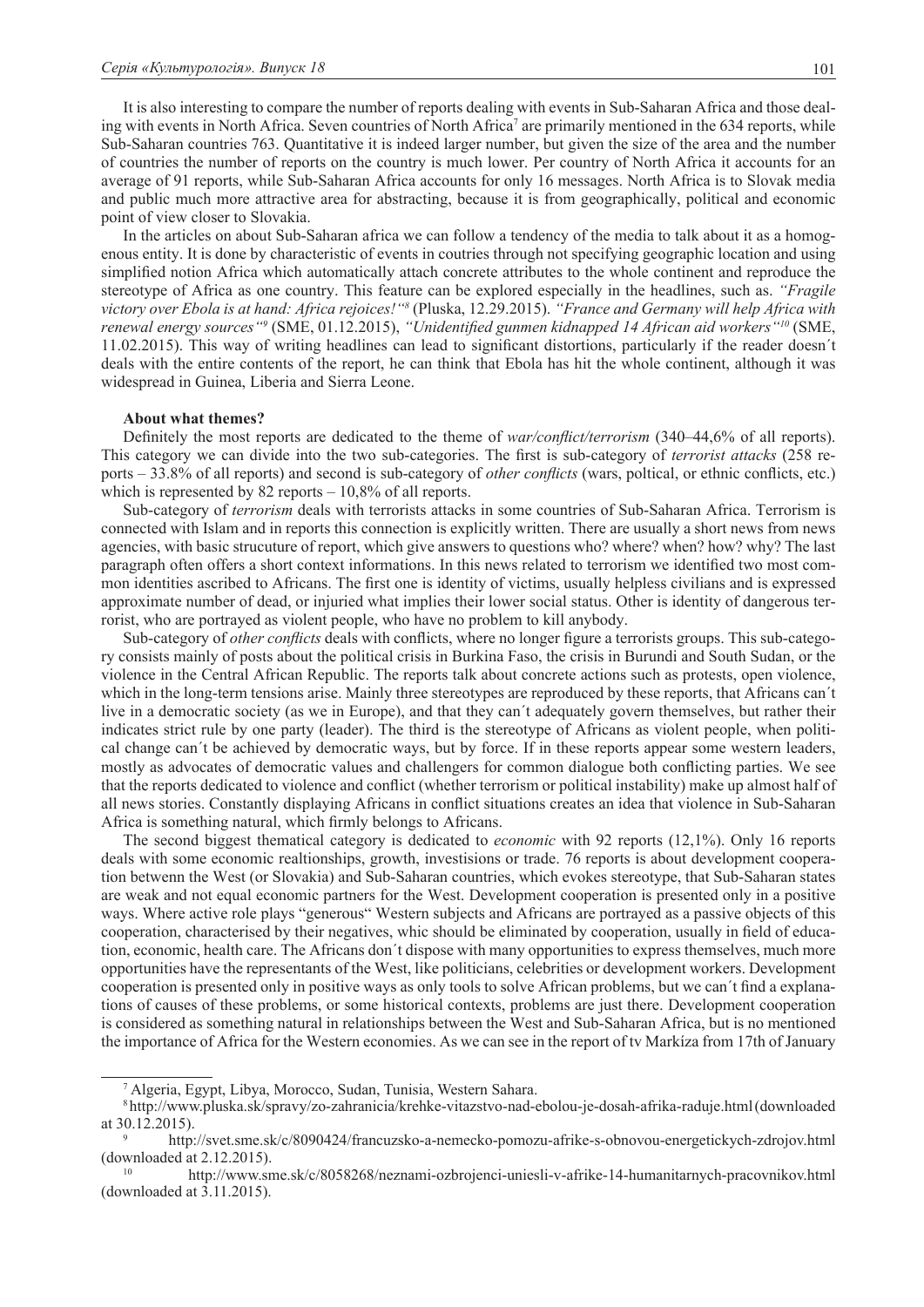It is also interesting to compare the number of reports dealing with events in Sub-Saharan Africa and those dealing with events in North Africa. Seven countries of North Africa[7] are primarily mentioned in the 634 reports, while Sub-Saharan countries 763. Quantitative it is indeed larger number, but given the size of the area and the number of countries the number of reports on the country is much lower. Per country of North Africa it accounts for an average of 91 reports, while Sub-Saharan Africa accounts for only 16 messages. North Africa is to Slovak media and public much more attractive area for abstracting, because it is from geographically, political and economic point of view closer to Slovakia.

In the articles on about Sub-Saharan africa we can follow a tendency of the media to talk about it as a homogenous entity. It is done by characteristic of events in coutries through not specifying geographic location and using simplified notion Africa which automatically attach concrete attributes to the whole continent and reproduce the stereotype of Africa as one country. This feature can be explored especially in the headlines, such as. *"Fragile victory over Ebola is at hand: Africa rejoices!"*[8] (Pluska, 12.29.2015). *"France and Germany will help Africa with renewal energy sources"*[9] (SME, 01.12.2015), *"Unidentified gunmen kidnapped 14 African aid workers"*[10] (SME, 11.02.2015). This way of writing headlines can lead to significant distortions, particularly if the reader doesn´t deals with the entire contents of the report, he can think that Ebola has hit the whole continent, although it was widespread in Guinea, Liberia and Sierra Leone.

**About what themes?**

Definitely the most reports are dedicated to the theme of *war/conflict/terrorism* (340–44,6% of all reports). This category we can divide into the two sub-categories. The first is sub-category of *terrorist attacks* (258 reports – 33.8% of all reports) and second is sub-category of *other conflicts* (wars, poltical, or ethnic conflicts, etc.) which is represented by 82 reports – 10,8% of all reports.

Sub-category of *terrorism* deals with terrorists attacks in some countries of Sub-Saharan Africa. Terrorism is connected with Islam and in reports this connection is explicitly written. There are usually a short news from news agencies, with basic strucuture of report, which give answers to questions who? where? when? how? why? The last paragraph often offers a short context informations. In this news related to terrorism we identified two most common identities ascribed to Africans. The first one is identity of victims, usually helpless civilians and is expressed approximate number of dead, or injuried what implies their lower social status. Other is identity of dangerous terrorist, who are portrayed as violent people, who have no problem to kill anybody.

Sub-category of *other conflicts* deals with conflicts, where no longer figure a terrorists groups. This sub-category consists mainly of posts about the political crisis in Burkina Faso, the crisis in Burundi and South Sudan, or the violence in the Central African Republic. The reports talk about concrete actions such as protests, open violence, which in the long-term tensions arise. Mainly three stereotypes are reproduced by these reports, that Africans can´t live in a democratic society (as we in Europe), and that they can´t adequately govern themselves, but rather their indicates strict rule by one party (leader). The third is the stereotype of Africans as violent people, when political change can´t be achieved by democratic ways, but by force. If in these reports appear some western leaders, mostly as advocates of democratic values and challengers for common dialogue both conflicting parties. We see that the reports dedicated to violence and conflict (whether terrorism or political instability) make up almost half of all news stories. Constantly displaying Africans in conflict situations creates an idea that violence in Sub-Saharan Africa is something natural, which firmly belongs to Africans.

The second biggest thematical category is dedicated to *economic* with 92 reports (12,1%). Only 16 reports deals with some economic realtionships, growth, investisions or trade. 76 reports is about development cooperation betwenn the West (or Slovakia) and Sub-Saharan countries, which evokes stereotype, that Sub-Saharan states are weak and not equal economic partners for the West. Development cooperation is presented only in a positive ways. Where active role plays "generous" Western subjects and Africans are portrayed as a passive objects of this cooperation, characterised by their negatives, whic should be eliminated by cooperation, usually in field of education, economic, health care. The Africans don´t dispose with many opportunities to express themselves, much more opportunities have the representants of the West, like politicians, celebrities or development workers. Development cooperation is presented only in positive ways as only tools to solve African problems, but we can´t find a explanations of causes of these problems, or some historical contexts, problems are just there. Development cooperation is considered as something natural in relationships between the West and Sub-Saharan Africa, but is no mentioned the importance of Africa for the Western economies. As we can see in the report of tv Markíza from 17th of January

---

[7] Algeria, Egypt, Libya, Morocco, Sudan, Tunisia, Western Sahara.

[8] http://www.pluska.sk/spravy/zo-zahranicia/krehke-vitazstvo-nad-ebolou-je-dosah-afrika-raduje.html (downloaded at 30.12.2015).

[9] http://svet.sme.sk/c/8090424/francuzsko-a-nemecko-pomozu-afrike-s-obnovou-energetickych-zdrojov.html (downloaded at 2.12.2015).

[10] http://www.sme.sk/c/8058268/neznami-ozbrojenci-uniesli-v-afrike-14-humanitarnych-pracovnikov.html (downloaded at 3.11.2015).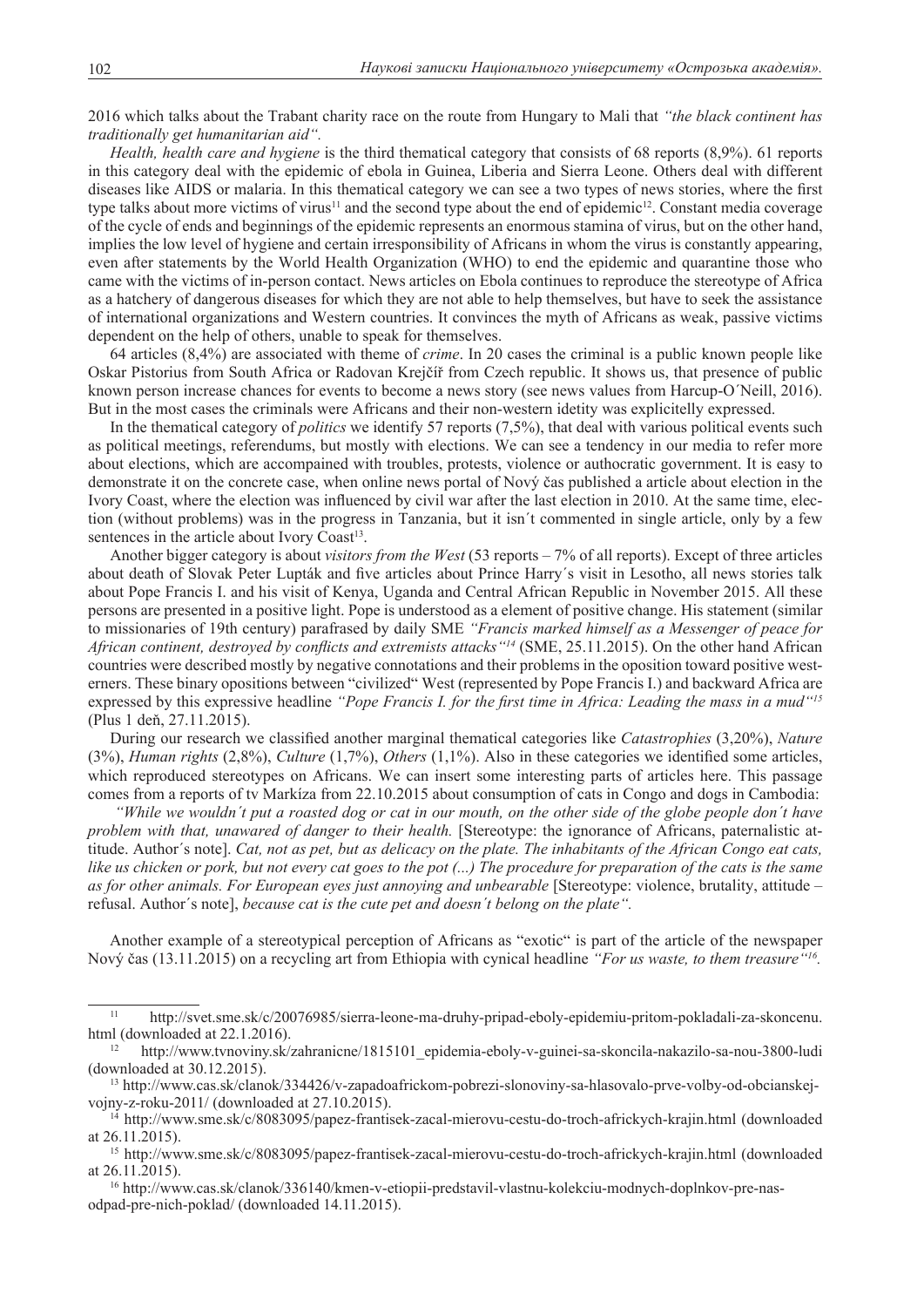2016 which talks about the Trabant charity race on the route from Hungary to Mali that *"the black continent has traditionally get humanitarian aid".*

*Health, health care and hygiene* is the third thematical category that consists of 68 reports (8,9%). 61 reports in this category deal with the epidemic of ebola in Guinea, Liberia and Sierra Leone. Others deal with different diseases like AIDS or malaria. In this thematical category we can see a two types of news stories, where the first type talks about more victims of virus[11] and the second type about the end of epidemic[12]. Constant media coverage of the cycle of ends and beginnings of the epidemic represents an enormous stamina of virus, but on the other hand, implies the low level of hygiene and certain irresponsibility of Africans in whom the virus is constantly appearing, even after statements by the World Health Organization (WHO) to end the epidemic and quarantine those who came with the victims of in-person contact. News articles on Ebola continues to reproduce the stereotype of Africa as a hatchery of dangerous diseases for which they are not able to help themselves, but have to seek the assistance of international organizations and Western countries. It convinces the myth of Africans as weak, passive victims dependent on the help of others, unable to speak for themselves.

64 articles (8,4%) are associated with theme of *crime*. In 20 cases the criminal is a public known people like Oskar Pistorius from South Africa or Radovan Krejčíř from Czech republic. It shows us, that presence of public known person increase chances for events to become a news story (see news values from Harcup-O´Neill, 2016). But in the most cases the criminals were Africans and their non-western idetity was explicitelly expressed.

In the thematical category of *politics* we identify 57 reports (7,5%), that deal with various political events such as political meetings, referendums, but mostly with elections. We can see a tendency in our media to refer more about elections, which are accompained with troubles, protests, violence or authocratic government. It is easy to demonstrate it on the concrete case, when online news portal of Nový čas published a article about election in the Ivory Coast, where the election was influenced by civil war after the last election in 2010. At the same time, election (without problems) was in the progress in Tanzania, but it isn´t commented in single article, only by a few sentences in the article about Ivory Coast[13].

Another bigger category is about *visitors from the West* (53 reports – 7% of all reports). Except of three articles about death of Slovak Peter Lupták and five articles about Prince Harry´s visit in Lesotho, all news stories talk about Pope Francis I. and his visit of Kenya, Uganda and Central African Republic in November 2015. All these persons are presented in a positive light. Pope is understood as a element of positive change. His statement (similar to missionaries of 19th century) parafrased by daily SME *"Francis marked himself as a Messenger of peace for African continent, destroyed by conflicts and extremists attacks"*[14] (SME, 25.11.2015). On the other hand African countries were described mostly by negative connotations and their problems in the oposition toward positive westerners. These binary opositions between "civilized" West (represented by Pope Francis I.) and backward Africa are expressed by this expressive headline *"Pope Francis I. for the first time in Africa: Leading the mass in a mud"*[15] (Plus 1 deň, 27.11.2015).

During our research we classified another marginal thematical categories like *Catastrophies* (3,20%), *Nature* (3%), *Human rights* (2,8%), *Culture* (1,7%), *Others* (1,1%). Also in these categories we identified some articles, which reproduced stereotypes on Africans. We can insert some interesting parts of articles here. This passage comes from a reports of tv Markíza from 22.10.2015 about consumption of cats in Congo and dogs in Cambodia:

*"While we wouldn´t put a roasted dog or cat in our mouth, on the other side of the globe people don´t have problem with that, unawared of danger to their health.* [Stereotype: the ignorance of Africans, paternalistic attitude. Author´s note]. *Cat, not as pet, but as delicacy on the plate. The inhabitants of the African Congo eat cats, like us chicken or pork, but not every cat goes to the pot (...) The procedure for preparation of the cats is the same as for other animals. For European eyes just annoying and unbearable* [Stereotype: violence, brutality, attitude – refusal. Author´s note], *because cat is the cute pet and doesn´t belong on the plate".*

Another example of a stereotypical perception of Africans as "exotic" is part of the article of the newspaper Nový čas (13.11.2015) on a recycling art from Ethiopia with cynical headline *"For us waste, to them treasure"*[16].

---

[11] http://svet.sme.sk/c/20076985/sierra-leone-ma-druhy-pripad-eboly-epidemiu-pritom-pokladali-za-skoncenu.html (downloaded at 22.1.2016).

[12] http://www.tvnoviny.sk/zahranicne/1815101_epidemia-eboly-v-guinei-sa-skoncila-nakazilo-sa-nou-3800-ludi (downloaded at 30.12.2015).

[13] http://www.cas.sk/clanok/334426/v-zapadoafrickom-pobrezi-slonoviny-sa-hlasovalo-prve-volby-od-obcianskej-vojny-z-roku-2011/ (downloaded at 27.10.2015).

[14] http://www.sme.sk/c/8083095/papez-frantisek-zacal-mierovu-cestu-do-troch-africkych-krajin.html (downloaded at 26.11.2015).

[15] http://www.sme.sk/c/8083095/papez-frantisek-zacal-mierovu-cestu-do-troch-africkych-krajin.html (downloaded at 26.11.2015).

[16] http://www.cas.sk/clanok/336140/kmen-v-etiopii-predstavil-vlastnu-kolekciu-modnych-doplnkov-pre-nas-odpad-pre-nich-poklad/ (downloaded 14.11.2015).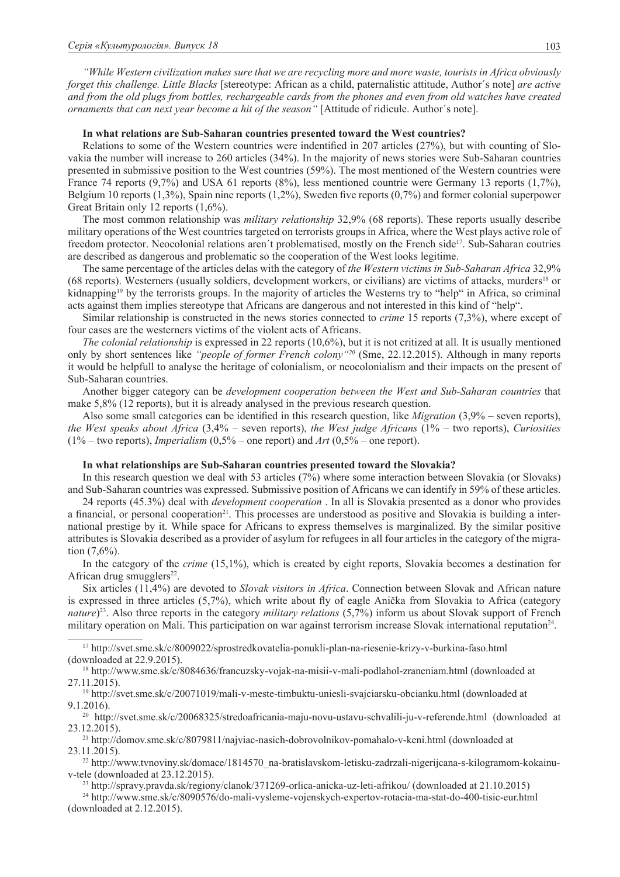*"While Western civilization makes sure that we are recycling more and more waste, tourists in Africa obviously forget this challenge. Little Blacks* [stereotype: African as a child, paternalistic attitude, Author´s note] *are active and from the old plugs from bottles, rechargeable cards from the phones and even from old watches have created ornaments that can next year become a hit of the season"* [Attitude of ridicule. Author´s note].

**In what relations are Sub-Saharan countries presented toward the West countries?**

Relations to some of the Western countries were indentified in 207 articles (27%), but with counting of Slovakia the number will increase to 260 articles (34%). In the majority of news stories were Sub-Saharan countries presented in submissive position to the West countries (59%). The most mentioned of the Western countries were France 74 reports (9,7%) and USA 61 reports (8%), less mentioned countrie were Germany 13 reports (1,7%), Belgium 10 reports (1,3%), Spain nine reports (1,2%), Sweden five reports (0,7%) and former colonial superpower Great Britain only 12 reports (1,6%).

The most common relationship was *military relationship* 32,9% (68 reports). These reports usually describe military operations of the West countries targeted on terrorists groups in Africa, where the West plays active role of freedom protector. Neocolonial relations aren´t problematised, mostly on the French side[17]. Sub-Saharan coutries are described as dangerous and problematic so the cooperation of the West looks legitime.

The same percentage of the articles delas with the category of *the Western victims in Sub-Saharan Africa* 32,9% (68 reports). Westerners (usually soldiers, development workers, or civilians) are victims of attacks, murders[18] or kidnapping[19] by the terrorists groups. In the majority of articles the Westerns try to "help" in Africa, so criminal acts against them implies stereotype that Africans are dangerous and not interested in this kind of "help".

Similar relationship is constructed in the news stories connected to *crime* 15 reports (7,3%), where except of four cases are the westerners victims of the violent acts of Africans.

*The colonial relationship* is expressed in 22 reports (10,6%), but it is not critized at all. It is usually mentioned only by short sentences like *"people of former French colony"*[20] (Sme, 22.12.2015). Although in many reports it would be helpfull to analyse the heritage of colonialism, or neocolonialism and their impacts on the present of Sub-Saharan countries.

Another bigger category can be *development cooperation between the West and Sub-Saharan countries* that make 5,8% (12 reports), but it is already analysed in the previous research question.

Also some small categories can be identified in this research question, like *Migration* (3,9% – seven reports), *the West speaks about Africa* (3,4% – seven reports), *the West judge Africans* (1% – two reports), *Curiosities* (1% – two reports), *Imperialism* (0,5% – one report) and *Art* (0,5% – one report).

**In what relationships are Sub-Saharan countries presented toward the Slovakia?**

In this research question we deal with 53 articles (7%) where some interaction between Slovakia (or Slovaks) and Sub-Saharan countries was expressed. Submissive position of Africans we can identify in 59% of these articles.

24 reports (45.3%) deal with *development cooperation* . In all is Slovakia presented as a donor who provides a financial, or personal cooperation[21]. This processes are understood as positive and Slovakia is building a international prestige by it. While space for Africans to express themselves is marginalized. By the similar positive attributes is Slovakia described as a provider of asylum for refugees in all four articles in the category of the migration (7,6%).

In the category of the *crime* (15,1%), which is created by eight reports, Slovakia becomes a destination for African drug smugglers[22].

Six articles (11,4%) are devoted to *Slovak visitors in Africa*. Connection between Slovak and African nature is expressed in three articles (5,7%), which write about fly of eagle Anička from Slovakia to Africa (category *nature*)[23]. Also three reports in the category *military relations* (5,7%) inform us about Slovak support of French military operation on Mali. This participation on war against terrorism increase Slovak international reputation[24].

---

[17] http://svet.sme.sk/c/8009022/sprostredkovatelia-ponukli-plan-na-riesenie-krizy-v-burkina-faso.html (downloaded at 22.9.2015).

[18] http://www.sme.sk/c/8084636/francuzsky-vojak-na-misii-v-mali-podlahol-zraneniam.html (downloaded at 27.11.2015).

[19] http://svet.sme.sk/c/20071019/mali-v-meste-timbuktu-uniesli-svajciarsku-obcianku.html (downloaded at 9.1.2016).

[20] http://svet.sme.sk/c/20068325/stredoafricania-maju-novu-ustavu-schvalili-ju-v-referende.html (downloaded at 23.12.2015).

[21] http://domov.sme.sk/c/8079811/najviac-nasich-dobrovolnikov-pomahalo-v-keni.html (downloaded at 23.11.2015).

[22] http://www.tvnoviny.sk/domace/1814570_na-bratislavskom-letisku-zadrzali-nigerijcana-s-kilogramom-kokainu-v-tele (downloaded at 23.12.2015).

[23] http://spravy.pravda.sk/regiony/clanok/371269-orlica-anicka-uz-leti-afrikou/ (downloaded at 21.10.2015)

[24] http://www.sme.sk/c/8090576/do-mali-vysleme-vojenskych-expertov-rotacia-ma-stat-do-400-tisic-eur.html (downloaded at 2.12.2015).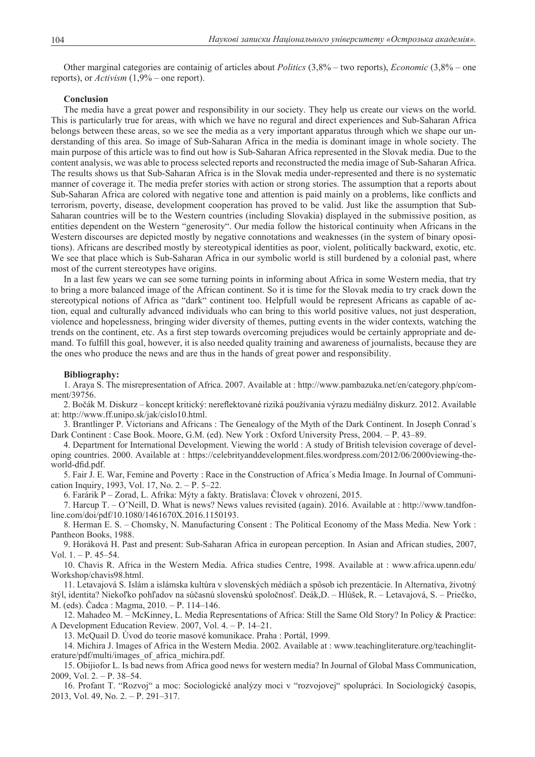Other marginal categories are containig of articles about *Politics* (3,8% – two reports), *Economic* (3,8% – one reports), or *Activism* (1,9% – one report).

**Conclusion**

The media have a great power and responsibility in our society. They help us create our views on the world. This is particularly true for areas, with which we have no regural and direct experiences and Sub-Saharan Africa belongs between these areas, so we see the media as a very important apparatus through which we shape our understanding of this area. So image of Sub-Saharan Africa in the media is dominant image in whole society. The main purpose of this article was to find out how is Sub-Saharan Africa represented in the Slovak media. Due to the content analysis, we was able to process selected reports and reconstructed the media image of Sub-Saharan Africa. The results shows us that Sub-Saharan Africa is in the Slovak media under-represented and there is no systematic manner of coverage it. The media prefer stories with action or strong stories. The assumption that a reports about Sub-Saharan Africa are colored with negative tone and attention is paid mainly on a problems, like conflicts and terrorism, poverty, disease, development cooperation has proved to be valid. Just like the assumption that Sub-Saharan countries will be to the Western countries (including Slovakia) displayed in the submissive position, as entities dependent on the Western "generosity". Our media follow the historical continuity when Africans in the Western discourses are depicted mostly by negative connotations and weaknesses (in the system of binary opositions). Africans are described mostly by stereotypical identities as poor, violent, politically backward, exotic, etc. We see that place which is Sub-Saharan Africa in our symbolic world is still burdened by a colonial past, where most of the current stereotypes have origins.

In a last few years we can see some turning points in informing about Africa in some Western media, that try to bring a more balanced image of the African continent. So it is time for the Slovak media to try crack down the stereotypical notions of Africa as "dark" continent too. Helpfull would be represent Africans as capable of action, equal and culturally advanced individuals who can bring to this world positive values, not just desperation, violence and hopelessness, bringing wider diversity of themes, putting events in the wider contexts, watching the trends on the continent, etc. As a first step towards overcoming prejudices would be certainly appropriate and demand. To fulfill this goal, however, it is also needed quality training and awareness of journalists, because they are the ones who produce the news and are thus in the hands of great power and responsibility.

**Bibliography:**

1. Araya S. The misrepresentation of Africa. 2007. Available at : http://www.pambazuka.net/en/category.php/comment/39756.
2. Bočák M. Diskurz – koncept kritický: nereflektované riziká používania výrazu mediálny diskurz. 2012. Available at: http://www.ff.unipo.sk/jak/cislo10.html.
3. Brantlinger P. Victorians and Africans : The Genealogy of the Myth of the Dark Continent. In Joseph Conrad´s Dark Continent : Case Book. Moore, G.M. (ed). New York : Oxford University Press, 2004. – P. 43–89.
4. Department for International Development. Viewing the world : A study of British television coverage of developing countries. 2000. Available at : https://celebrityanddevelopment.files.wordpress.com/2012/06/2000viewing-theworld-dfid.pdf.
5. Fair J. E. War, Femine and Poverty : Race in the Construction of Africa´s Media Image. In Journal of Communication Inquiry, 1993, Vol. 17, No. 2. – P. 5–22.
6. Farárik P – Zorad, L. Afrika: Mýty a fakty. Bratislava: Človek v ohrození, 2015.
7. Harcup T. – O'Neill, D. What is news? News values revisited (again). 2016. Available at : http://www.tandfonline.com/doi/pdf/10.1080/1461670X.2016.1150193.
8. Herman E. S. – Chomsky, N. Manufacturing Consent : The Political Economy of the Mass Media. New York : Pantheon Books, 1988.
9. Horáková H. Past and present: Sub-Saharan Africa in european perception. In Asian and African studies, 2007, Vol. 1. – P. 45–54.
10. Chavis R. Africa in the Western Media. Africa studies Centre, 1998. Available at : www.africa.upenn.edu/Workshop/chavis98.html.
11. Letavajová S. Islám a islámska kultúra v slovenských médiách a spôsob ich prezentácie. In Alternatíva, životný štýl, identita? Niekoľko pohľadov na súčasnú slovenskú spoločnosť. Deák,D. – Hlúšek, R. – Letavajová, S. – Priečko, M. (eds). Čadca : Magma, 2010. – P. 114–146.
12. Mahadeo M. – McKinney, L. Media Representations of Africa: Still the Same Old Story? In Policy & Practice: A Development Education Review. 2007, Vol. 4. – P. 14–21.
13. McQuail D. Úvod do teorie masové komunikace. Praha : Portál, 1999.
14. Michira J. Images of Africa in the Western Media. 2002. Available at : www.teachingliterature.org/teachingliterature/pdf/multi/images_of_africa_michira.pdf.
15. Obijiofor L. Is bad news from Africa good news for western media? In Journal of Global Mass Communication, 2009, Vol. 2. – P. 38–54.
16. Profant T. "Rozvoj" a moc: Sociologické analýzy moci v "rozvojovej" spolupráci. In Sociologický časopis, 2013, Vol. 49, No. 2. – P. 291–317.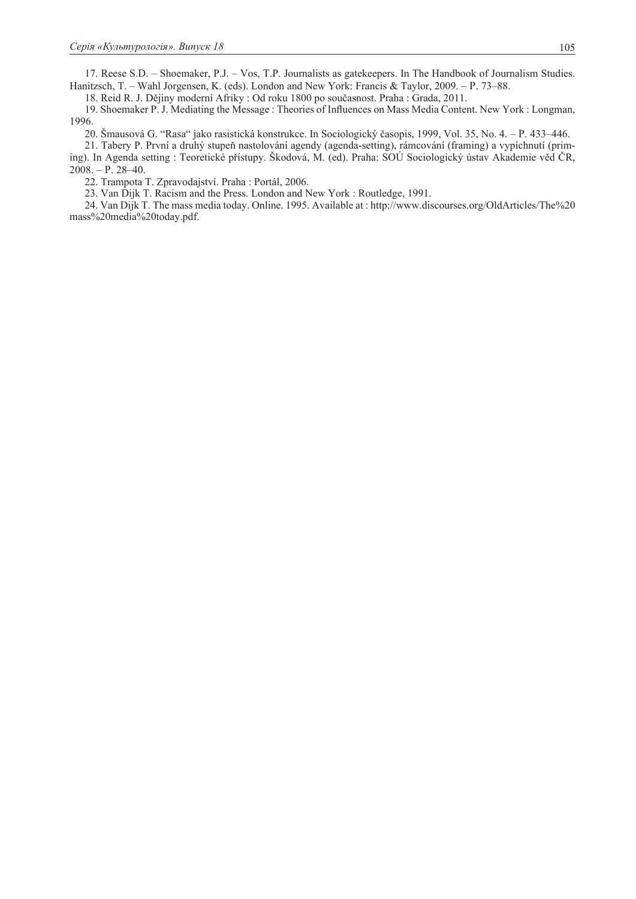17. Reese S.D. – Shoemaker, P.J. – Vos, T.P. Journalists as gatekeepers. In The Handbook of Journalism Studies. Hanitzsch, T. – Wahl Jorgensen, K. (eds). London and New York: Francis & Taylor, 2009. – P. 73–88.

18. Reid R. J. Dějiny moderní Afriky : Od roku 1800 po současnost. Praha : Grada, 2011.

19. Shoemaker P. J. Mediating the Message : Theories of Influences on Mass Media Content. New York : Longman, 1996.

20. Šmausová G. "Rasa" jako rasistická konstrukce. In Sociologický časopis, 1999, Vol. 35, No. 4. – P. 433–446.

21. Tabery P. První a druhý stupeň nastolování agendy (agenda-setting), rámcování (framing) a vypíchnutí (priming). In Agenda setting : Teoretické přístupy. Škodová, M. (ed). Praha: SOÚ Sociologický ústav Akademie věd ČR, 2008. – P. 28–40.

22. Trampota T. Zpravodajství. Praha : Portál, 2006.

23. Van Dijk T. Racism and the Press. London and New York : Routledge, 1991.

24. Van Dijk T. The mass media today. Online. 1995. Available at : http://www.discourses.org/OldArticles/The%20mass%20media%20today.pdf.